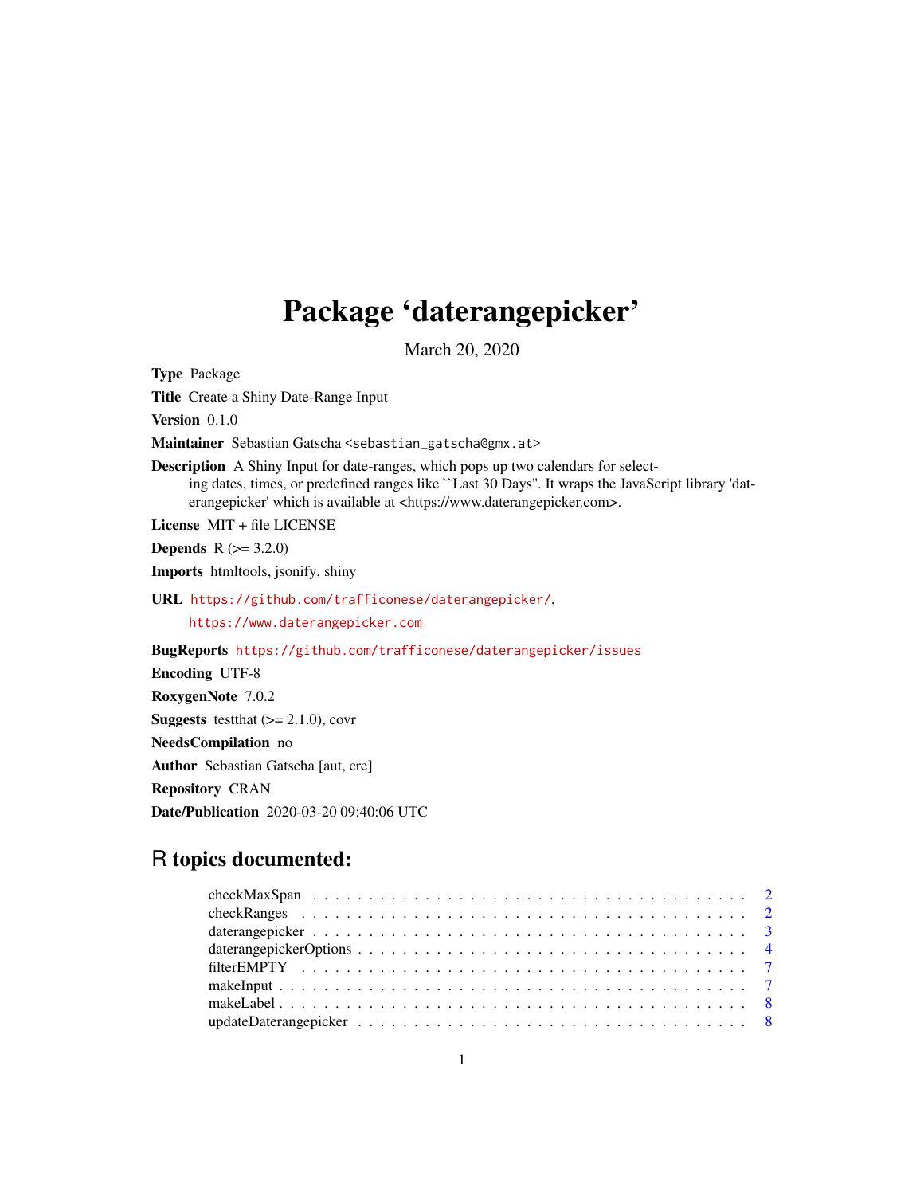# Package 'daterangepicker'

March 20, 2020

**Type** Package

**Title** Create a Shiny Date-Range Input

**Version** 0.1.0

**Maintainer** Sebastian Gatscha <sebastian_gatscha@gmx.at>

**Description** A Shiny Input for date-ranges, which pops up two calendars for selecting dates, times, or predefined ranges like ``Last 30 Days''. It wraps the JavaScript library 'daterangepicker' which is available at <https://www.daterangepicker.com>.

**License** MIT + file LICENSE

**Depends** R (>= 3.2.0)

**Imports** htmltools, jsonify, shiny

**URL** https://github.com/trafficonese/daterangepicker/, https://www.daterangepicker.com

**BugReports** https://github.com/trafficonese/daterangepicker/issues

**Encoding** UTF-8

**RoxygenNote** 7.0.2

**Suggests** testthat (>= 2.1.0), covr

**NeedsCompilation** no

**Author** Sebastian Gatscha [aut, cre]

**Repository** CRAN

**Date/Publication** 2020-03-20 09:40:06 UTC

## R topics documented:

- checkMaxSpan . . . . . . . . . . . . . . . . . . . . . . . . . . . . . . . . . . . . . . 2
- checkRanges . . . . . . . . . . . . . . . . . . . . . . . . . . . . . . . . . . . . . . 2
- daterangepicker . . . . . . . . . . . . . . . . . . . . . . . . . . . . . . . . . . . . . 3
- daterangepickerOptions . . . . . . . . . . . . . . . . . . . . . . . . . . . . . . . . . 4
- filterEMPTY . . . . . . . . . . . . . . . . . . . . . . . . . . . . . . . . . . . . . . 7
- makeInput . . . . . . . . . . . . . . . . . . . . . . . . . . . . . . . . . . . . . . . 7
- makeLabel . . . . . . . . . . . . . . . . . . . . . . . . . . . . . . . . . . . . . . . 8
- updateDaterangepicker . . . . . . . . . . . . . . . . . . . . . . . . . . . . . . . . . 8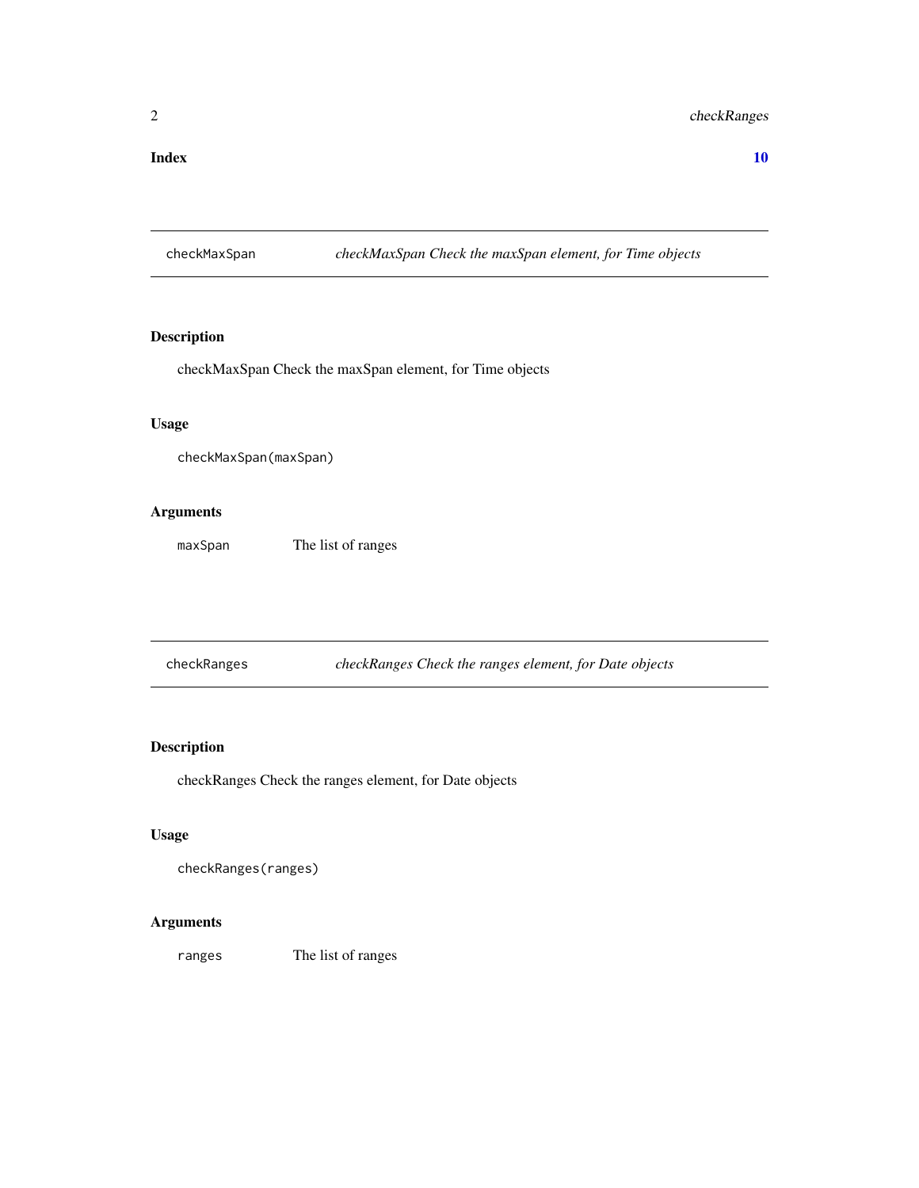**Index** **10**

---

checkMaxSpan *checkMaxSpan Check the maxSpan element, for Time objects*

---

## Description

checkMaxSpan Check the maxSpan element, for Time objects

## Usage

```
checkMaxSpan(maxSpan)
```

## Arguments

| | |
|---|---|
| maxSpan | The list of ranges |

---

checkRanges *checkRanges Check the ranges element, for Date objects*

---

## Description

checkRanges Check the ranges element, for Date objects

## Usage

```
checkRanges(ranges)
```

## Arguments

| | |
|---|---|
| ranges | The list of ranges |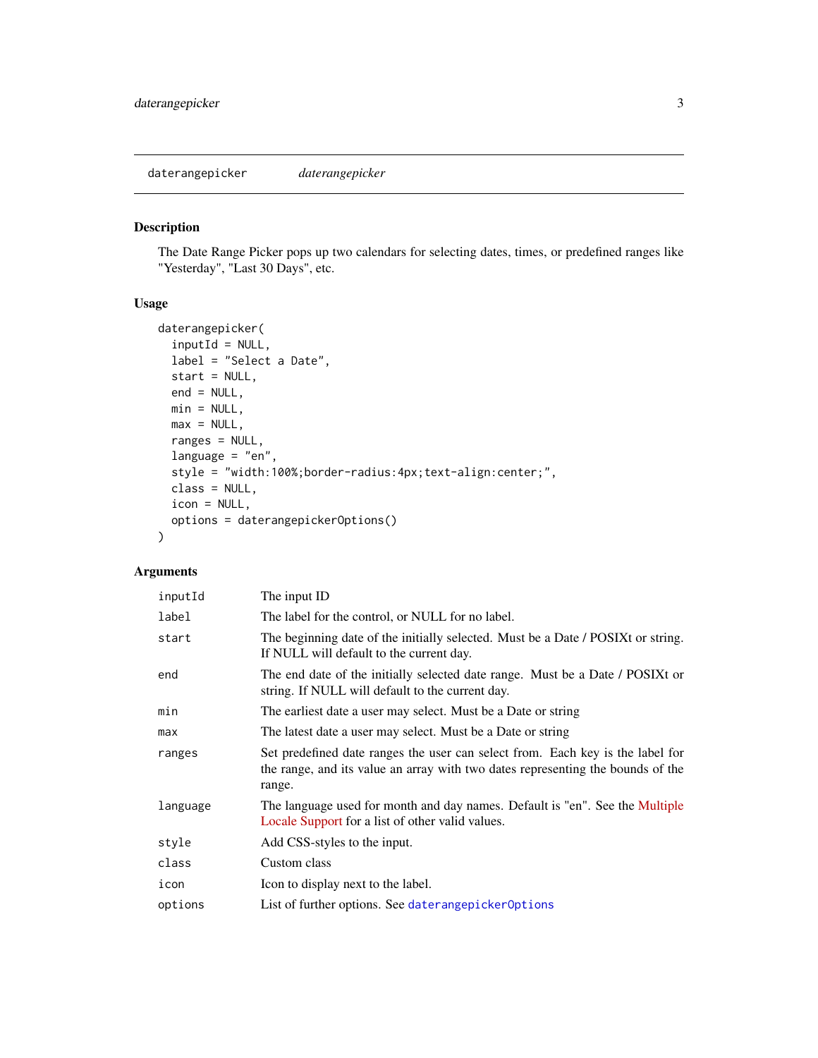## daterangepicker    *daterangepicker*

### Description

The Date Range Picker pops up two calendars for selecting dates, times, or predefined ranges like "Yesterday", "Last 30 Days", etc.

### Usage

```
daterangepicker(
  inputId = NULL,
  label = "Select a Date",
  start = NULL,
  end = NULL,
  min = NULL,
  max = NULL,
  ranges = NULL,
  language = "en",
  style = "width:100%;border-radius:4px;text-align:center;",
  class = NULL,
  icon = NULL,
  options = daterangepickerOptions()
)
```

### Arguments

| | |
|---|---|
| `inputId` | The input ID |
| `label` | The label for the control, or NULL for no label. |
| `start` | The beginning date of the initially selected. Must be a Date / POSIXt or string. If NULL will default to the current day. |
| `end` | The end date of the initially selected date range. Must be a Date / POSIXt or string. If NULL will default to the current day. |
| `min` | The earliest date a user may select. Must be a Date or string |
| `max` | The latest date a user may select. Must be a Date or string |
| `ranges` | Set predefined date ranges the user can select from. Each key is the label for the range, and its value an array with two dates representing the bounds of the range. |
| `language` | The language used for month and day names. Default is "en". See the Multiple Locale Support for a list of other valid values. |
| `style` | Add CSS-styles to the input. |
| `class` | Custom class |
| `icon` | Icon to display next to the label. |
| `options` | List of further options. See `daterangepickerOptions` |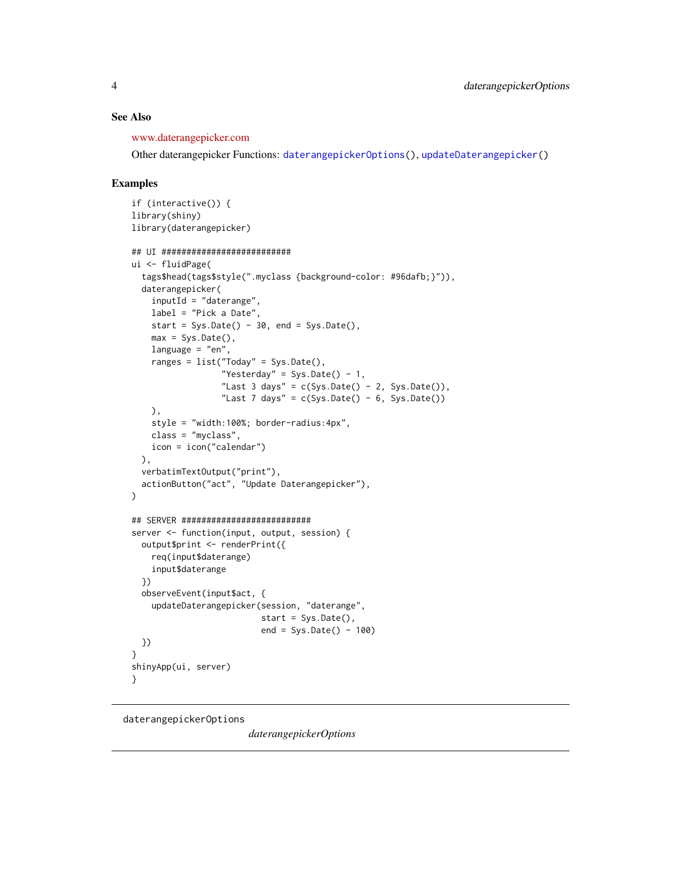## See Also

www.daterangepicker.com

Other daterangepicker Functions: `daterangepickerOptions()`, `updateDaterangepicker()`

## Examples

```
if (interactive()) {
library(shiny)
library(daterangepicker)

## UI ##########################
ui <- fluidPage(
  tags$head(tags$style(".myclass {background-color: #96dafb;}")),
  daterangepicker(
    inputId = "daterange",
    label = "Pick a Date",
    start = Sys.Date() - 30, end = Sys.Date(),
    max = Sys.Date(),
    language = "en",
    ranges = list("Today" = Sys.Date(),
                  "Yesterday" = Sys.Date() - 1,
                  "Last 3 days" = c(Sys.Date() - 2, Sys.Date()),
                  "Last 7 days" = c(Sys.Date() - 6, Sys.Date())
    ),
    style = "width:100%; border-radius:4px",
    class = "myclass",
    icon = icon("calendar")
  ),
  verbatimTextOutput("print"),
  actionButton("act", "Update Daterangepicker"),
)

## SERVER ##########################
server <- function(input, output, session) {
  output$print <- renderPrint({
    req(input$daterange)
    input$daterange
  })
  observeEvent(input$act, {
    updateDaterangepicker(session, "daterange",
                          start = Sys.Date(),
                          end = Sys.Date() - 100)
  })
}
shinyApp(ui, server)
}
```

---

# daterangepickerOptions

*daterangepickerOptions*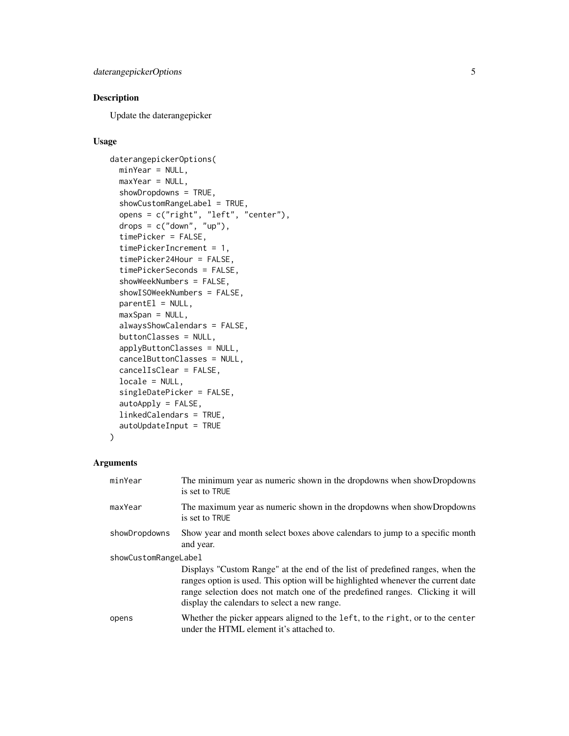## Description

Update the daterangepicker

## Usage

```
daterangepickerOptions(
  minYear = NULL,
  maxYear = NULL,
  showDropdowns = TRUE,
  showCustomRangeLabel = TRUE,
  opens = c("right", "left", "center"),
  drops = c("down", "up"),
  timePicker = FALSE,
  timePickerIncrement = 1,
  timePicker24Hour = FALSE,
  timePickerSeconds = FALSE,
  showWeekNumbers = FALSE,
  showISOWeekNumbers = FALSE,
  parentEl = NULL,
  maxSpan = NULL,
  alwaysShowCalendars = FALSE,
  buttonClasses = NULL,
  applyButtonClasses = NULL,
  cancelButtonClasses = NULL,
  cancelIsClear = FALSE,
  locale = NULL,
  singleDatePicker = FALSE,
  autoApply = FALSE,
  linkedCalendars = TRUE,
  autoUpdateInput = TRUE
)
```

## Arguments

| Argument | Description |
|---|---|
| `minYear` | The minimum year as numeric shown in the dropdowns when showDropdowns is set to `TRUE` |
| `maxYear` | The maximum year as numeric shown in the dropdowns when showDropdowns is set to `TRUE` |
| `showDropdowns` | Show year and month select boxes above calendars to jump to a specific month and year. |
| `showCustomRangeLabel` | Displays "Custom Range" at the end of the list of predefined ranges, when the ranges option is used. This option will be highlighted whenever the current date range selection does not match one of the predefined ranges. Clicking it will display the calendars to select a new range. |
| `opens` | Whether the picker appears aligned to the `left`, to the `right`, or to the `center` under the HTML element it's attached to. |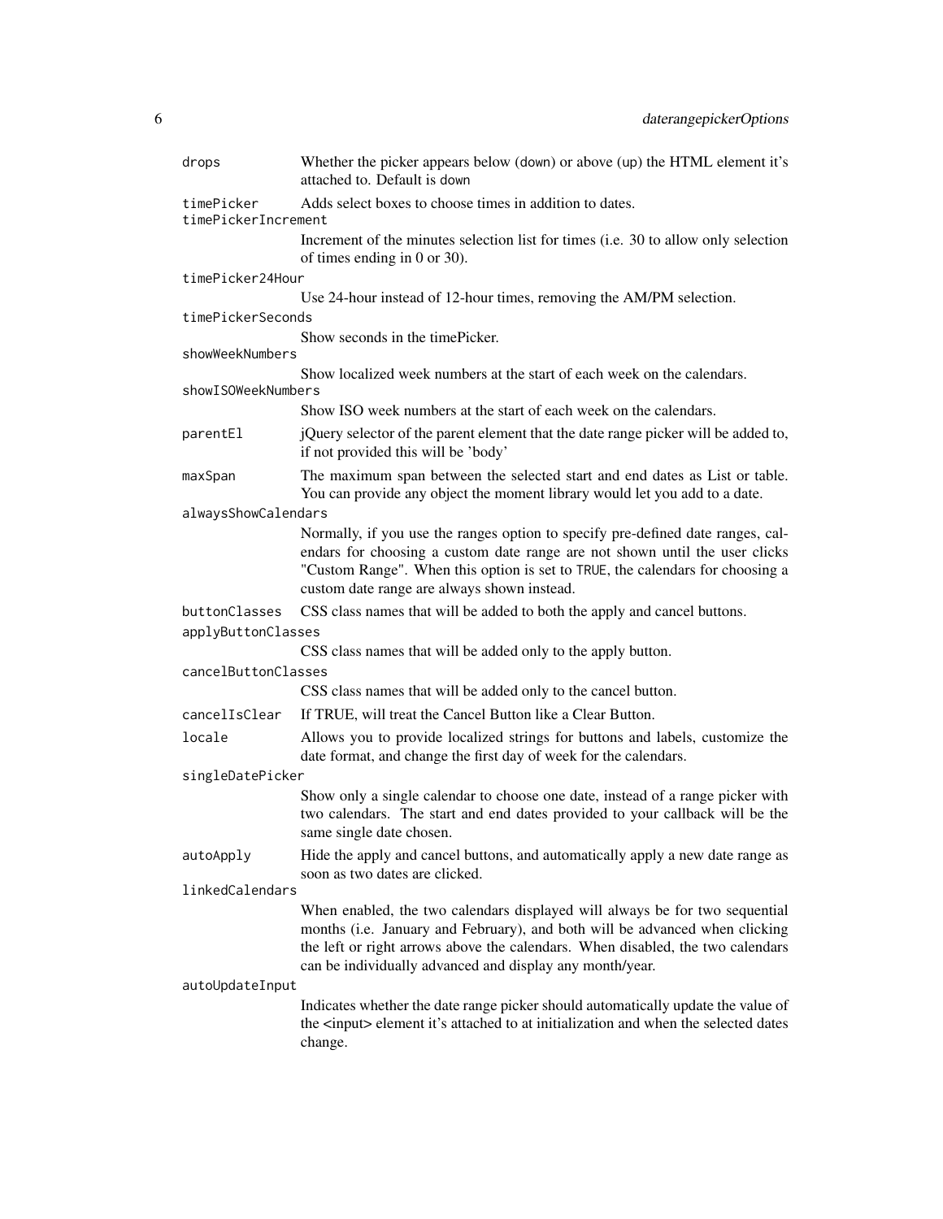| | |
|---|---|
| `drops` | Whether the picker appears below (`down`) or above (`up`) the HTML element it's attached to. Default is `down` |
| `timePicker` | Adds select boxes to choose times in addition to dates. |
| `timePickerIncrement` | Increment of the minutes selection list for times (i.e. 30 to allow only selection of times ending in 0 or 30). |
| `timePicker24Hour` | Use 24-hour instead of 12-hour times, removing the AM/PM selection. |
| `timePickerSeconds` | Show seconds in the timePicker. |
| `showWeekNumbers` | Show localized week numbers at the start of each week on the calendars. |
| `showISOWeekNumbers` | Show ISO week numbers at the start of each week on the calendars. |
| `parentEl` | jQuery selector of the parent element that the date range picker will be added to, if not provided this will be 'body' |
| `maxSpan` | The maximum span between the selected start and end dates as List or table. You can provide any object the moment library would let you add to a date. |
| `alwaysShowCalendars` | Normally, if you use the ranges option to specify pre-defined date ranges, calendars for choosing a custom date range are not shown until the user clicks "Custom Range". When this option is set to `TRUE`, the calendars for choosing a custom date range are always shown instead. |
| `buttonClasses` | CSS class names that will be added to both the apply and cancel buttons. |
| `applyButtonClasses` | CSS class names that will be added only to the apply button. |
| `cancelButtonClasses` | CSS class names that will be added only to the cancel button. |
| `cancelIsClear` | If TRUE, will treat the Cancel Button like a Clear Button. |
| `locale` | Allows you to provide localized strings for buttons and labels, customize the date format, and change the first day of week for the calendars. |
| `singleDatePicker` | Show only a single calendar to choose one date, instead of a range picker with two calendars. The start and end dates provided to your callback will be the same single date chosen. |
| `autoApply` | Hide the apply and cancel buttons, and automatically apply a new date range as soon as two dates are clicked. |
| `linkedCalendars` | When enabled, the two calendars displayed will always be for two sequential months (i.e. January and February), and both will be advanced when clicking the left or right arrows above the calendars. When disabled, the two calendars can be individually advanced and display any month/year. |
| `autoUpdateInput` | Indicates whether the date range picker should automatically update the value of the <input> element it's attached to at initialization and when the selected dates change. |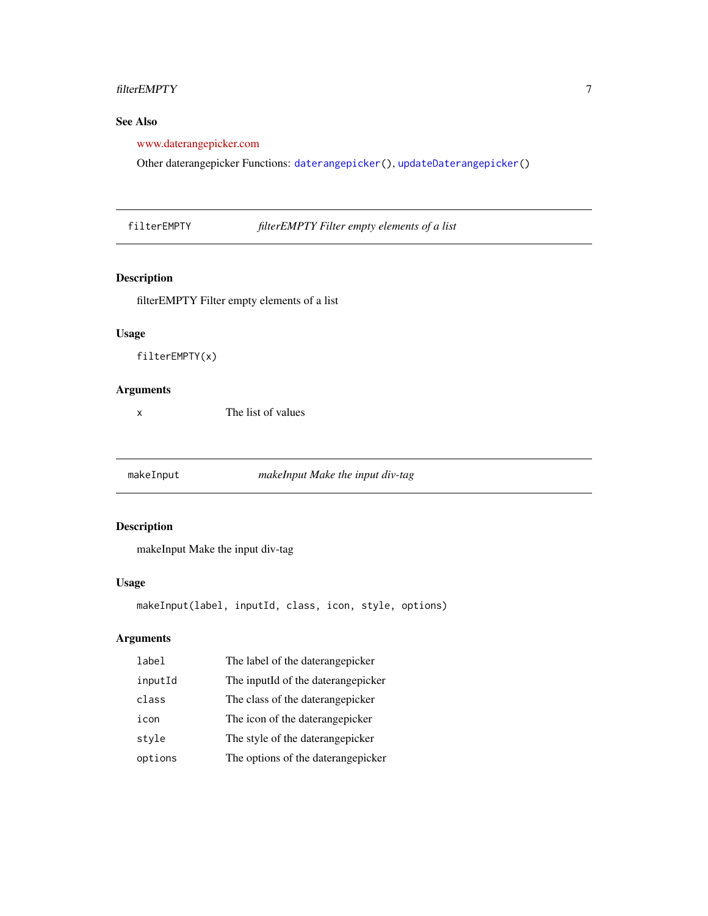### See Also

www.daterangepicker.com

Other daterangepicker Functions: `daterangepicker()`, `updateDaterangepicker()`

---

## filterEMPTY — *filterEMPTY Filter empty elements of a list*

### Description

filterEMPTY Filter empty elements of a list

### Usage

```
filterEMPTY(x)
```

### Arguments

| | |
|---|---|
| `x` | The list of values |

---

## makeInput — *makeInput Make the input div-tag*

### Description

makeInput Make the input div-tag

### Usage

```
makeInput(label, inputId, class, icon, style, options)
```

### Arguments

| | |
|---|---|
| `label` | The label of the daterangepicker |
| `inputId` | The inputId of the daterangepicker |
| `class` | The class of the daterangepicker |
| `icon` | The icon of the daterangepicker |
| `style` | The style of the daterangepicker |
| `options` | The options of the daterangepicker |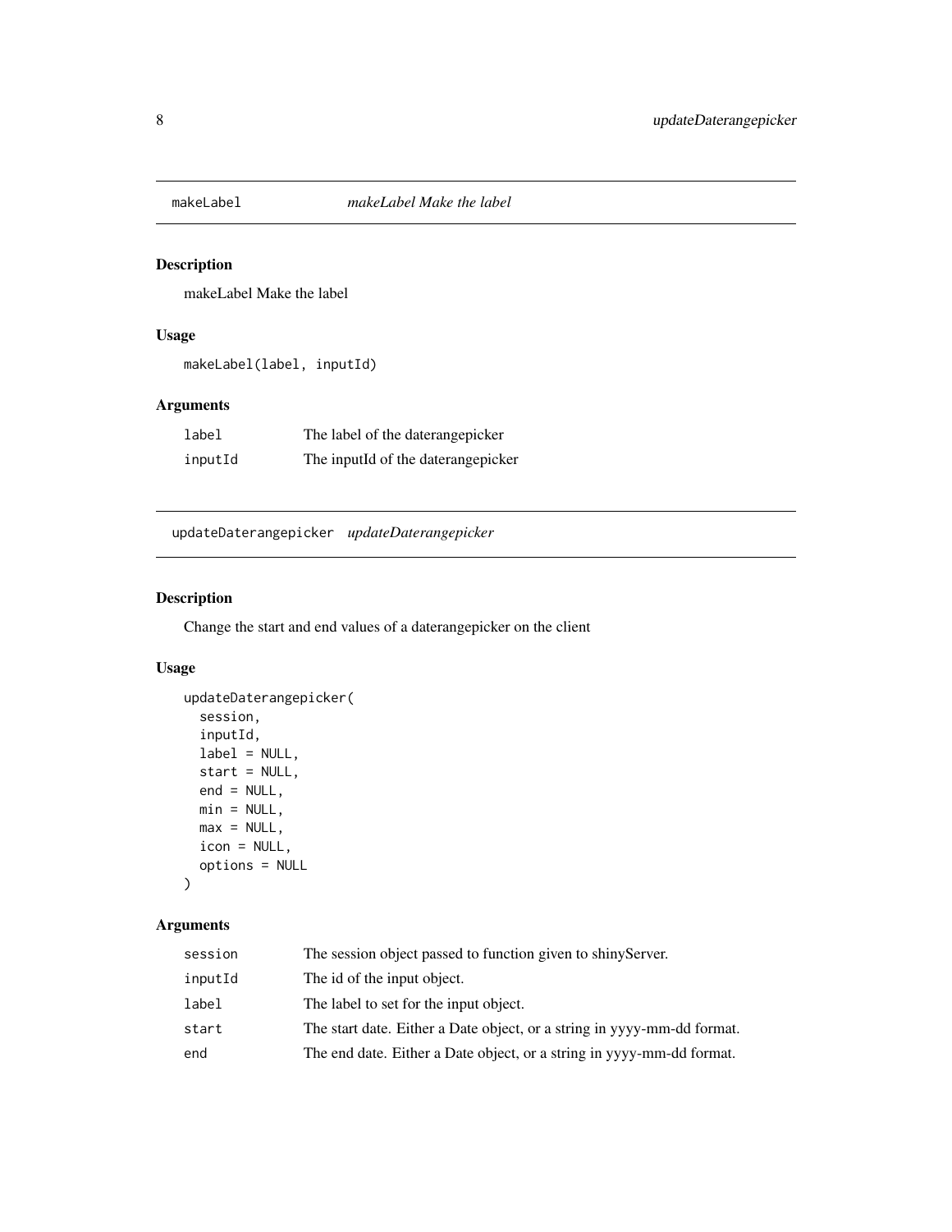## makeLabel *makeLabel Make the label*

### Description

makeLabel Make the label

### Usage

```
makeLabel(label, inputId)
```

### Arguments

| | |
|---|---|
| label | The label of the daterangepicker |
| inputId | The inputId of the daterangepicker |

## updateDaterangepicker *updateDaterangepicker*

### Description

Change the start and end values of a daterangepicker on the client

### Usage

```
updateDaterangepicker(
  session,
  inputId,
  label = NULL,
  start = NULL,
  end = NULL,
  min = NULL,
  max = NULL,
  icon = NULL,
  options = NULL
)
```

### Arguments

| | |
|---|---|
| session | The session object passed to function given to shinyServer. |
| inputId | The id of the input object. |
| label | The label to set for the input object. |
| start | The start date. Either a Date object, or a string in yyyy-mm-dd format. |
| end | The end date. Either a Date object, or a string in yyyy-mm-dd format. |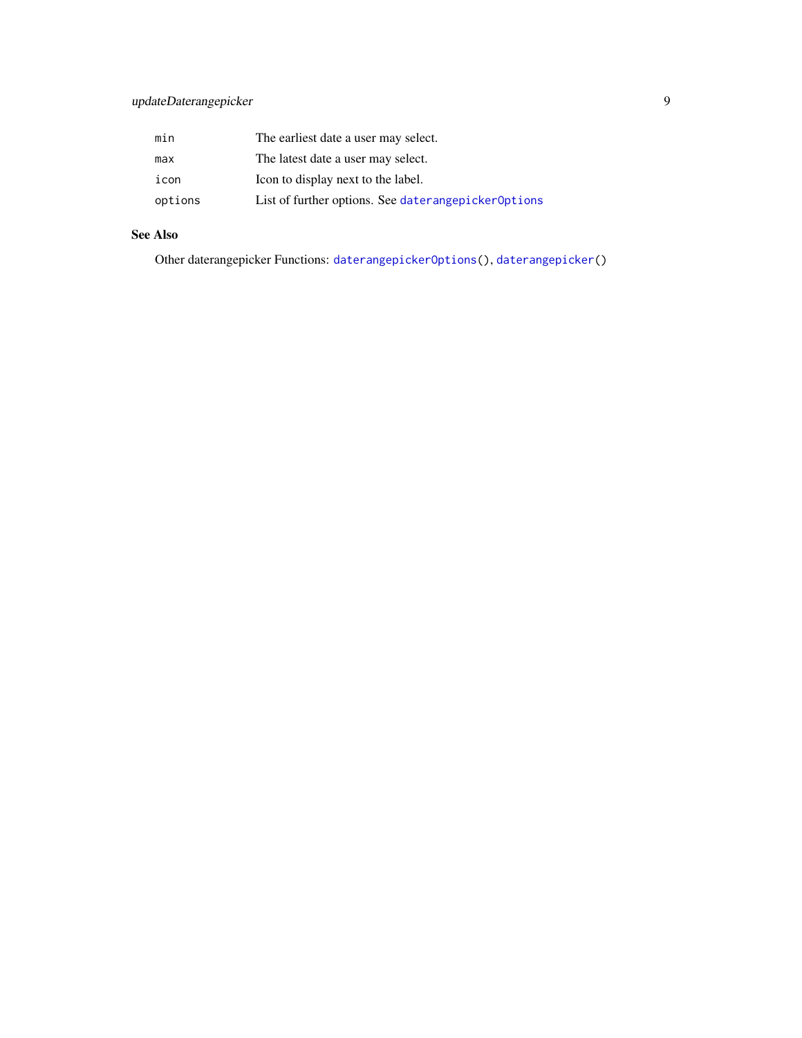| | |
|---|---|
| `min` | The earliest date a user may select. |
| `max` | The latest date a user may select. |
| `icon` | Icon to display next to the label. |
| `options` | List of further options. See `daterangepickerOptions` |

## See Also

Other daterangepicker Functions: `daterangepickerOptions()`, `daterangepicker()`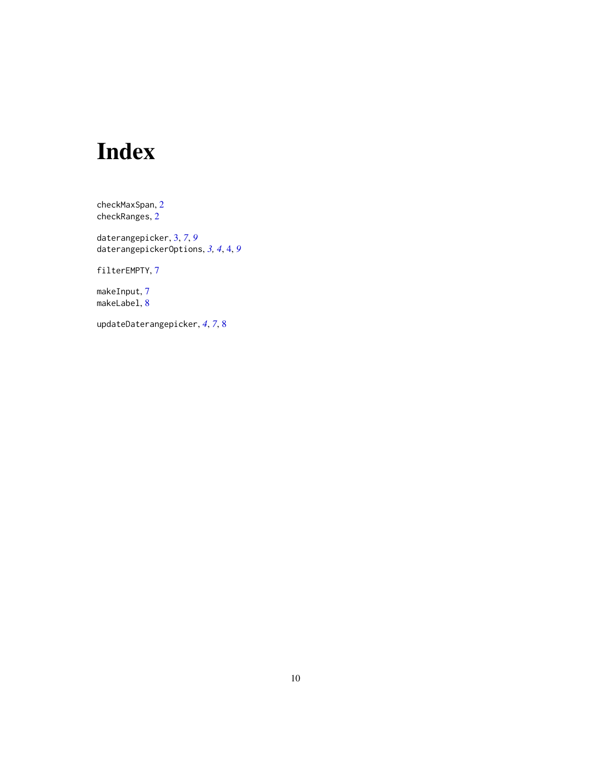# Index

checkMaxSpan, 2
checkRanges, 2

daterangepicker, 3, *7*, *9*
daterangepickerOptions, *3, 4*, 4, *9*

filterEMPTY, 7

makeInput, 7
makeLabel, 8

updateDaterangepicker, *4*, *7*, 8